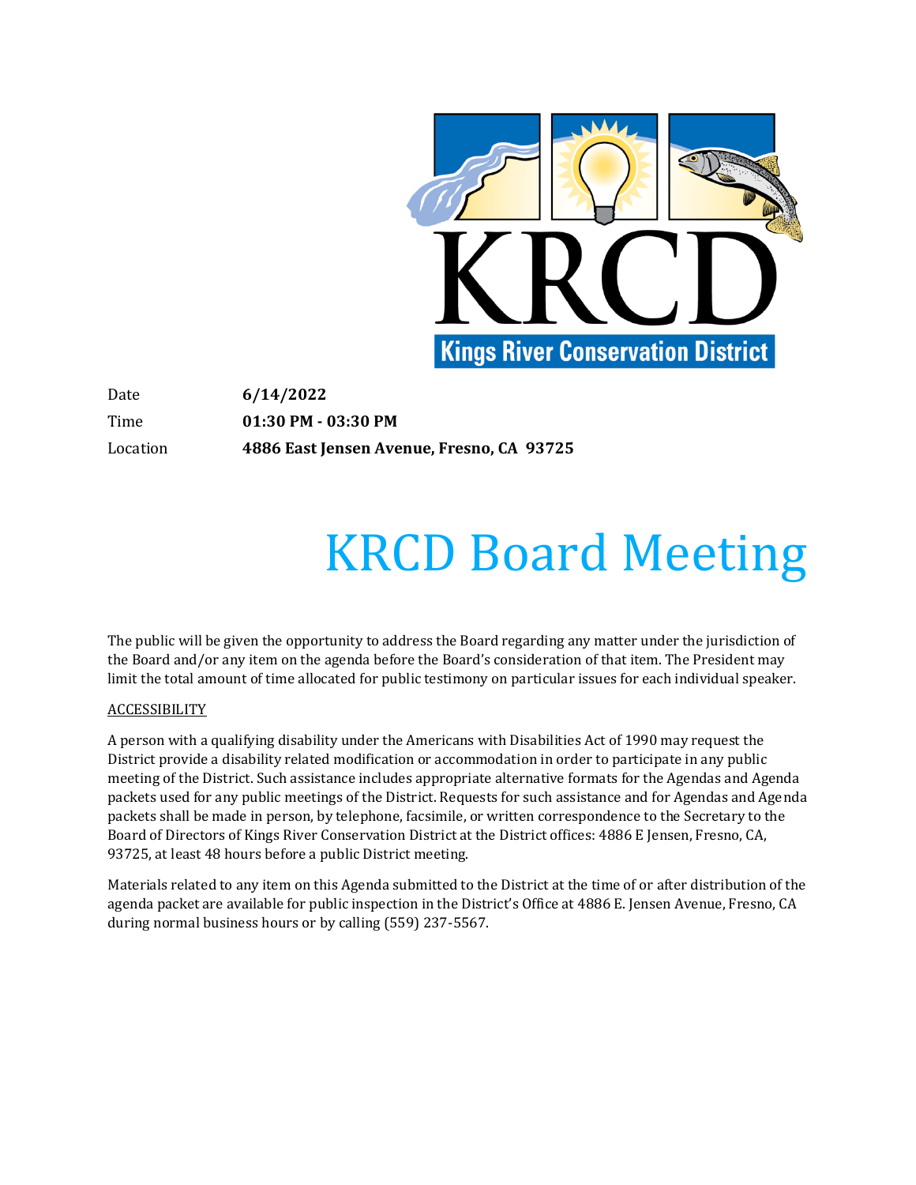KRCD

Kings River Conservation District

| | |
|---|---|
| Date | **6/14/2022** |
| Time | **01:30 PM - 03:30 PM** |
| Location | **4886 East Jensen Avenue, Fresno, CA 93725** |

# KRCD Board Meeting

The public will be given the opportunity to address the Board regarding any matter under the jurisdiction of the Board and/or any item on the agenda before the Board's consideration of that item. The President may limit the total amount of time allocated for public testimony on particular issues for each individual speaker.

ACCESSIBILITY

A person with a qualifying disability under the Americans with Disabilities Act of 1990 may request the District provide a disability related modification or accommodation in order to participate in any public meeting of the District. Such assistance includes appropriate alternative formats for the Agendas and Agenda packets used for any public meetings of the District. Requests for such assistance and for Agendas and Agenda packets shall be made in person, by telephone, facsimile, or written correspondence to the Secretary to the Board of Directors of Kings River Conservation District at the District offices: 4886 E Jensen, Fresno, CA, 93725, at least 48 hours before a public District meeting.

Materials related to any item on this Agenda submitted to the District at the time of or after distribution of the agenda packet are available for public inspection in the District's Office at 4886 E. Jensen Avenue, Fresno, CA during normal business hours or by calling (559) 237-5567.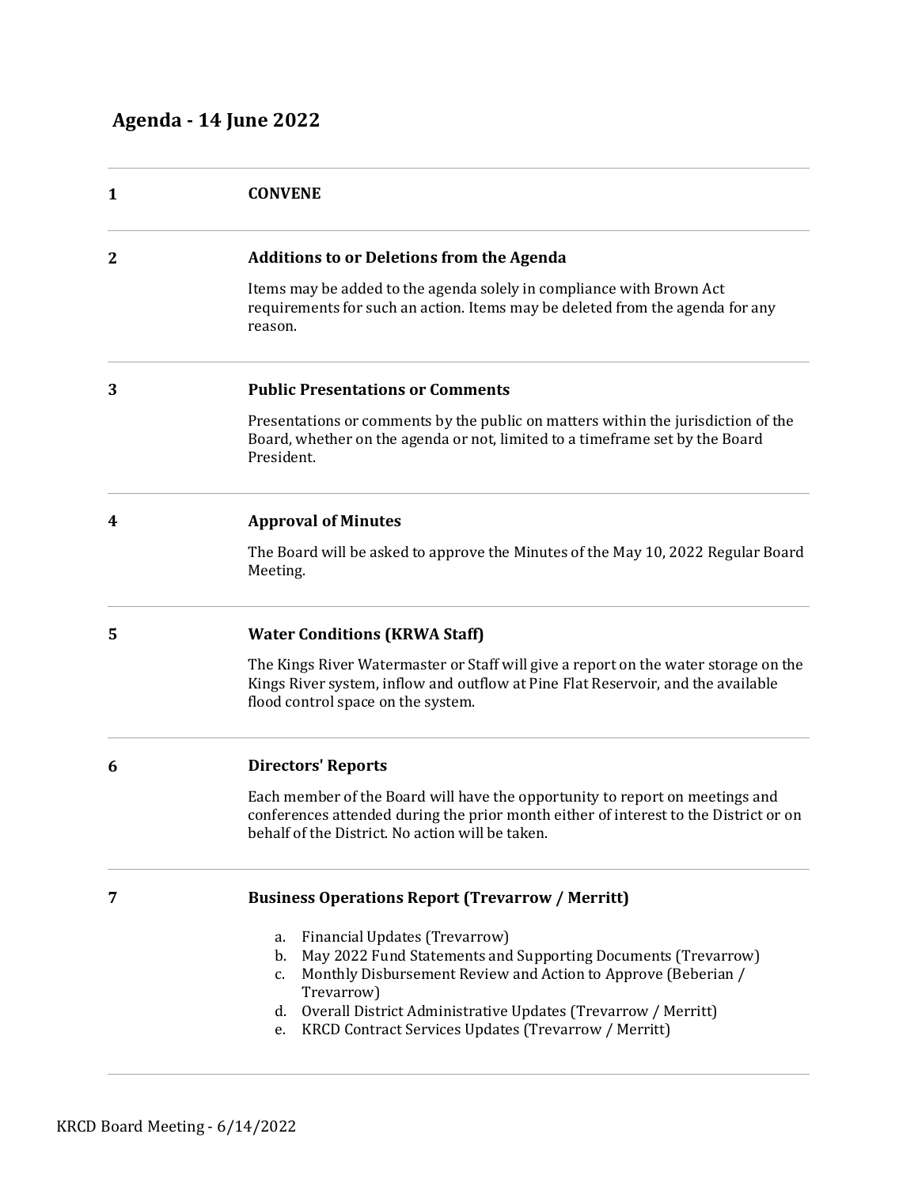## Agenda - 14 June 2022

| | |
|---|---|
| **1** | **CONVENE** |
| **2** | **Additions to or Deletions from the Agenda**<br><br>Items may be added to the agenda solely in compliance with Brown Act requirements for such an action. Items may be deleted from the agenda for any reason. |
| **3** | **Public Presentations or Comments**<br><br>Presentations or comments by the public on matters within the jurisdiction of the Board, whether on the agenda or not, limited to a timeframe set by the Board President. |
| **4** | **Approval of Minutes**<br><br>The Board will be asked to approve the Minutes of the May 10, 2022 Regular Board Meeting. |
| **5** | **Water Conditions (KRWA Staff)**<br><br>The Kings River Watermaster or Staff will give a report on the water storage on the Kings River system, inflow and outflow at Pine Flat Reservoir, and the available flood control space on the system. |
| **6** | **Directors' Reports**<br><br>Each member of the Board will have the opportunity to report on meetings and conferences attended during the prior month either of interest to the District or on behalf of the District. No action will be taken. |
| **7** | **Business Operations Report (Trevarrow / Merritt)**<br><br>a. Financial Updates (Trevarrow)<br>b. May 2022 Fund Statements and Supporting Documents (Trevarrow)<br>c. Monthly Disbursement Review and Action to Approve (Beberian / Trevarrow)<br>d. Overall District Administrative Updates (Trevarrow / Merritt)<br>e. KRCD Contract Services Updates (Trevarrow / Merritt) |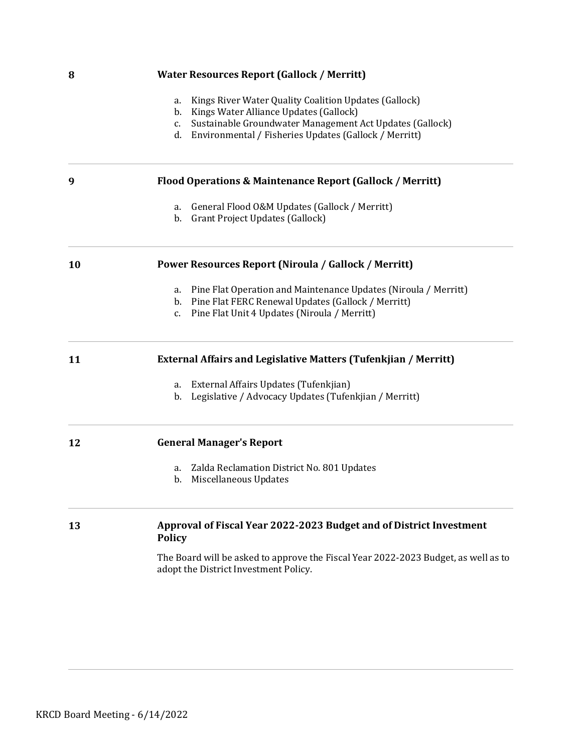**8** **Water Resources Report (Gallock / Merritt)**

a. Kings River Water Quality Coalition Updates (Gallock)
b. Kings Water Alliance Updates (Gallock)
c. Sustainable Groundwater Management Act Updates (Gallock)
d. Environmental / Fisheries Updates (Gallock / Merritt)

---

**9** **Flood Operations & Maintenance Report (Gallock / Merritt)**

a. General Flood O&M Updates (Gallock / Merritt)
b. Grant Project Updates (Gallock)

---

**10** **Power Resources Report (Niroula / Gallock / Merritt)**

a. Pine Flat Operation and Maintenance Updates (Niroula / Merritt)
b. Pine Flat FERC Renewal Updates (Gallock / Merritt)
c. Pine Flat Unit 4 Updates (Niroula / Merritt)

---

**11** **External Affairs and Legislative Matters (Tufenkjian / Merritt)**

a. External Affairs Updates (Tufenkjian)
b. Legislative / Advocacy Updates (Tufenkjian / Merritt)

---

**12** **General Manager's Report**

a. Zalda Reclamation District No. 801 Updates
b. Miscellaneous Updates

---

**13** **Approval of Fiscal Year 2022-2023 Budget and of District Investment Policy**

The Board will be asked to approve the Fiscal Year 2022-2023 Budget, as well as to adopt the District Investment Policy.

---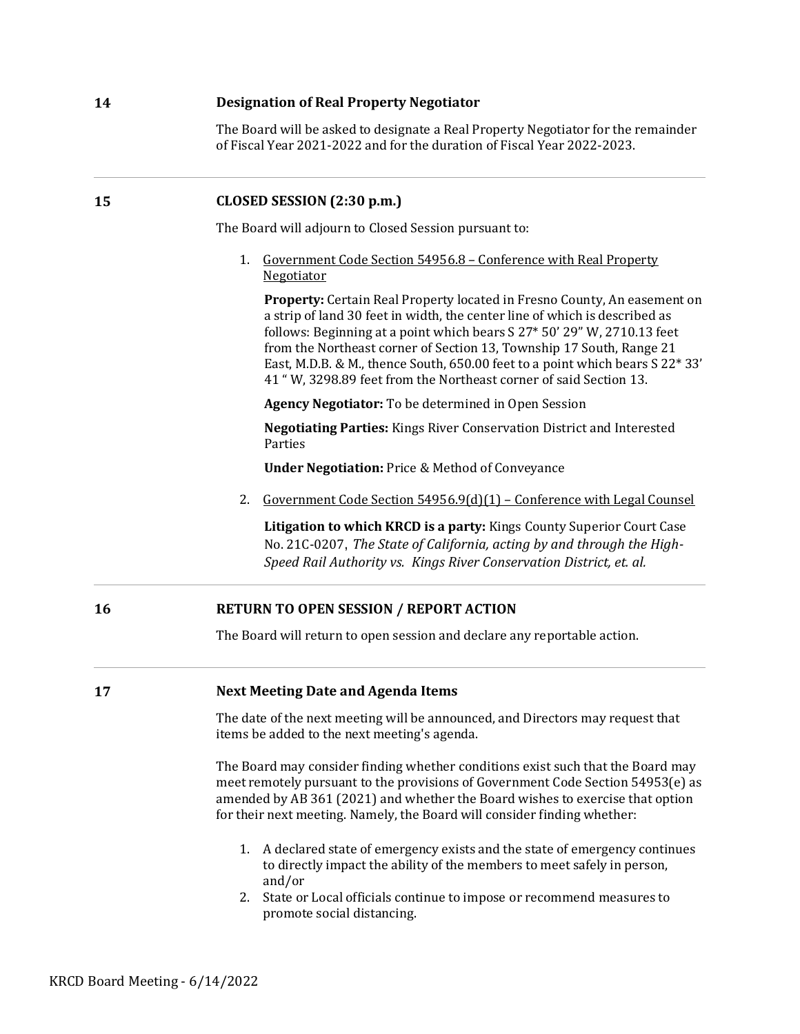## 14 Designation of Real Property Negotiator

The Board will be asked to designate a Real Property Negotiator for the remainder of Fiscal Year 2021-2022 and for the duration of Fiscal Year 2022-2023.

---

## 15 CLOSED SESSION (2:30 p.m.)

The Board will adjourn to Closed Session pursuant to:

1. Government Code Section 54956.8 – Conference with Real Property Negotiator

   **Property:** Certain Real Property located in Fresno County, An easement on a strip of land 30 feet in width, the center line of which is described as follows: Beginning at a point which bears S 27* 50' 29" W, 2710.13 feet from the Northeast corner of Section 13, Township 17 South, Range 21 East, M.D.B. & M., thence South, 650.00 feet to a point which bears S 22* 33' 41 " W, 3298.89 feet from the Northeast corner of said Section 13.

   **Agency Negotiator:** To be determined in Open Session

   **Negotiating Parties:** Kings River Conservation District and Interested Parties

   **Under Negotiation:** Price & Method of Conveyance

2. Government Code Section 54956.9(d)(1) – Conference with Legal Counsel

   **Litigation to which KRCD is a party:** Kings County Superior Court Case No. 21C-0207, *The State of California, acting by and through the High-Speed Rail Authority vs. Kings River Conservation District, et. al.*

---

## 16 RETURN TO OPEN SESSION / REPORT ACTION

The Board will return to open session and declare any reportable action.

---

## 17 Next Meeting Date and Agenda Items

The date of the next meeting will be announced, and Directors may request that items be added to the next meeting's agenda.

The Board may consider finding whether conditions exist such that the Board may meet remotely pursuant to the provisions of Government Code Section 54953(e) as amended by AB 361 (2021) and whether the Board wishes to exercise that option for their next meeting. Namely, the Board will consider finding whether:

1. A declared state of emergency exists and the state of emergency continues to directly impact the ability of the members to meet safely in person, and/or
2. State or Local officials continue to impose or recommend measures to promote social distancing.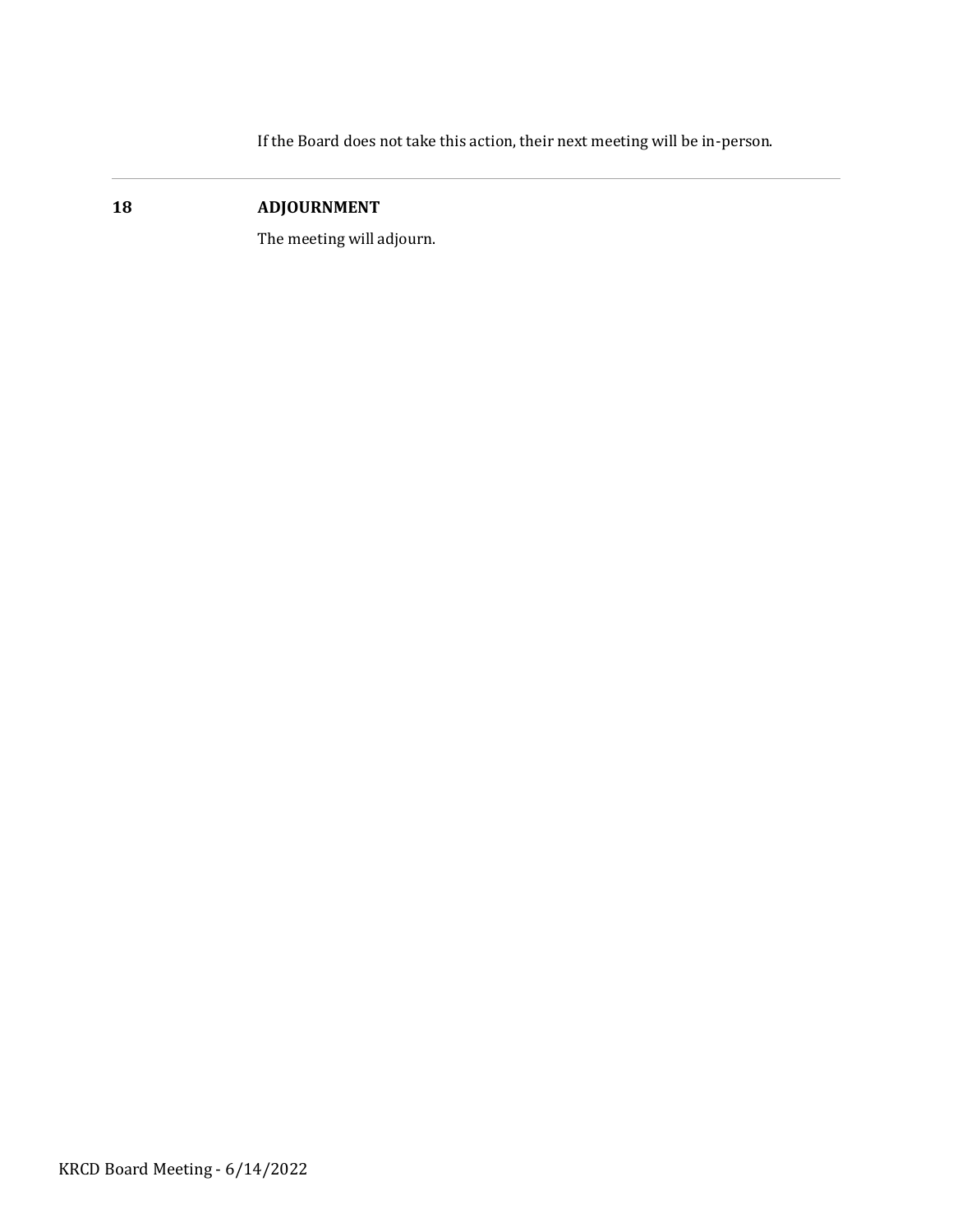If the Board does not take this action, their next meeting will be in-person.

---

**18** **ADJOURNMENT**

The meeting will adjourn.